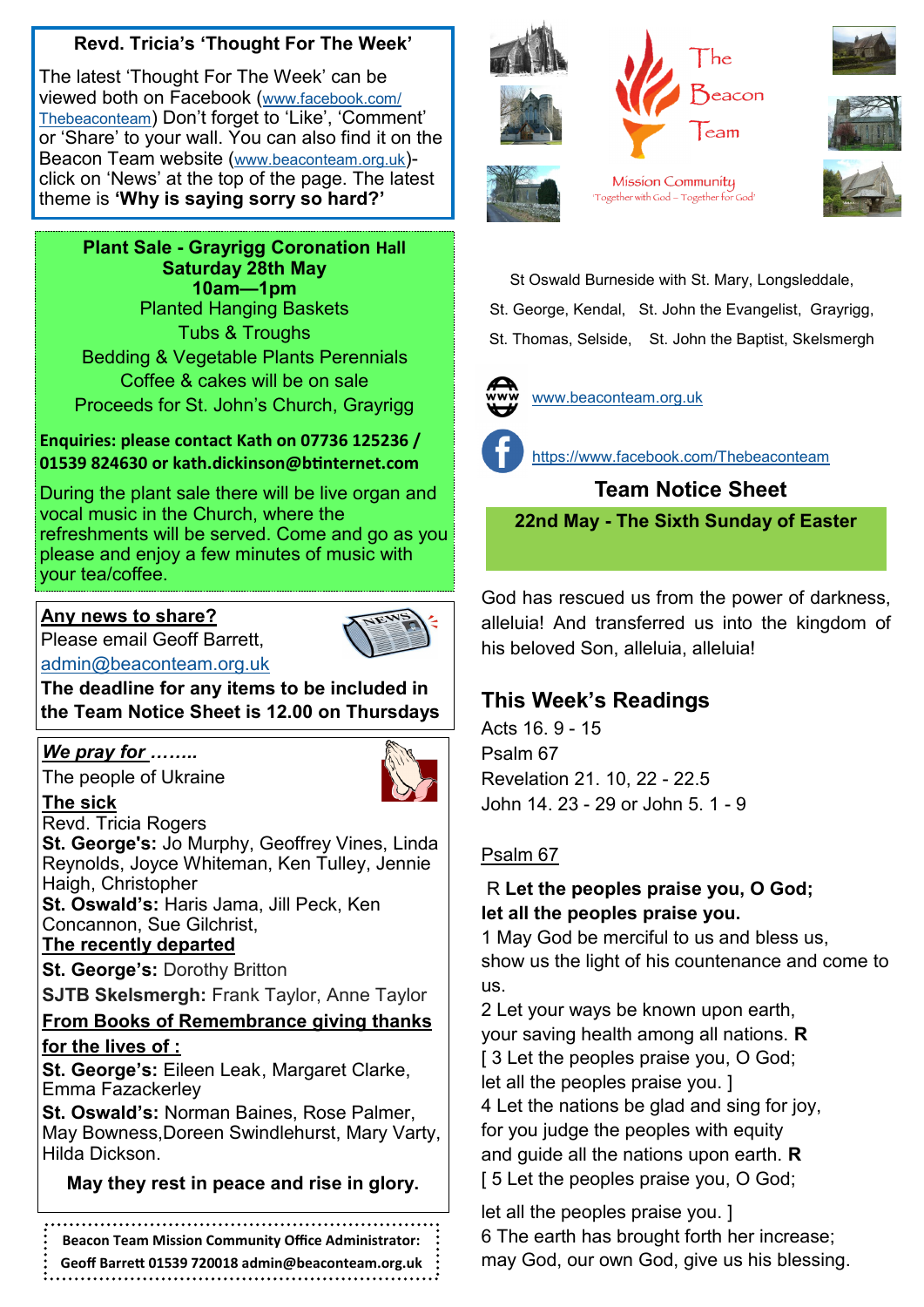**Revd. Tricia's 'Thought For The Week'**

The latest 'Thought For The Week' can be viewed both on Facebook (www.facebook.com/Thebeaconteam) Don't forget to 'Like', 'Comment' or 'Share' to your wall. You can also find it on the Beacon Team website (www.beaconteam.org.uk)- click on 'News' at the top of the page. The latest theme is **'Why is saying sorry so hard?'**

**Plant Sale - Grayrigg Coronation Hall**
**Saturday 28th May**
**10am—1pm**

Planted Hanging Baskets
Tubs & Troughs
Bedding & Vegetable Plants Perennials
Coffee & cakes will be on sale
Proceeds for St. John's Church, Grayrigg

**Enquiries: please contact Kath on 07736 125236 / 01539 824630 or kath.dickinson@btinternet.com**

During the plant sale there will be live organ and vocal music in the Church, where the refreshments will be served. Come and go as you please and enjoy a few minutes of music with your tea/coffee.

**Any news to share?**
Please email Geoff Barrett,
admin@beaconteam.org.uk
**The deadline for any items to be included in the Team Notice Sheet is 12.00 on Thursdays**

***We pray for ……..***
The people of Ukraine

**The sick**
Revd. Tricia Rogers
**St. George's:** Jo Murphy, Geoffrey Vines, Linda Reynolds, Joyce Whiteman, Ken Tulley, Jennie Haigh, Christopher
**St. Oswald's:** Haris Jama, Jill Peck, Ken Concannon, Sue Gilchrist,

**The recently departed**
**St. George's:** Dorothy Britton
**SJTB Skelsmergh:** Frank Taylor, Anne Taylor

**From Books of Remembrance giving thanks for the lives of :**
**St. George's:** Eileen Leak, Margaret Clarke, Emma Fazackerley
**St. Oswald's:** Norman Baines, Rose Palmer, May Bowness,Doreen Swindlehurst, Mary Varty, Hilda Dickson.

**May they rest in peace and rise in glory.**

**Beacon Team Mission Community Office Administrator: Geoff Barrett 01539 720018 admin@beaconteam.org.uk**

The Beacon Team
Mission Community
'Together with God – Together for God'

St Oswald Burneside with St. Mary, Longsleddale,
St. George, Kendal, St. John the Evangelist, Grayrigg,
St. Thomas, Selside, St. John the Baptist, Skelsmergh

www.beaconteam.org.uk

https://www.facebook.com/Thebeaconteam

## Team Notice Sheet

**22nd May - The Sixth Sunday of Easter**

God has rescued us from the power of darkness, alleluia! And transferred us into the kingdom of his beloved Son, alleluia, alleluia!

## This Week's Readings

Acts 16. 9 - 15
Psalm 67
Revelation 21. 10, 22 - 22.5
John 14. 23 - 29 or John 5. 1 - 9

Psalm 67

R **Let the peoples praise you, O God;**
**let all the peoples praise you.**
1 May God be merciful to us and bless us,
show us the light of his countenance and come to us.
2 Let your ways be known upon earth,
your saving health among all nations. **R**
[ 3 Let the peoples praise you, O God;
let all the peoples praise you. ]
4 Let the nations be glad and sing for joy,
for you judge the peoples with equity
and guide all the nations upon earth. **R**
[ 5 Let the peoples praise you, O God;
let all the peoples praise you. ]
6 The earth has brought forth her increase;
may God, our own God, give us his blessing.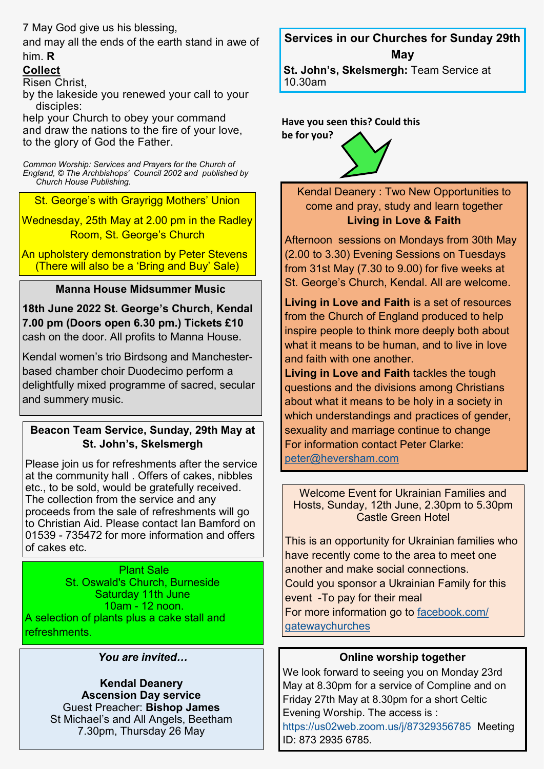7 May God give us his blessing,
and may all the ends of the earth stand in awe of him. **R**

**Collect**

Risen Christ,
by the lakeside you renewed your call to your disciples:
help your Church to obey your command
and draw the nations to the fire of your love,
to the glory of God the Father.

*Common Worship: Services and Prayers for the Church of England, © The Archbishops' Council 2002 and published by Church House Publishing.*

St. George's with Grayrigg Mothers' Union

Wednesday, 25th May at 2.00 pm in the Radley Room, St. George's Church

An upholstery demonstration by Peter Stevens (There will also be a 'Bring and Buy' Sale)

**Manna House Midsummer Music**

**18th June 2022 St. George's Church, Kendal 7.00 pm (Doors open 6.30 pm.) Tickets £10** cash on the door. All profits to Manna House.

Kendal women's trio Birdsong and Manchester-based chamber choir Duodecimo perform a delightfully mixed programme of sacred, secular and summery music.

**Beacon Team Service, Sunday, 29th May at St. John's, Skelsmergh**

Please join us for refreshments after the service at the community hall . Offers of cakes, nibbles etc., to be sold, would be gratefully received. The collection from the service and any proceeds from the sale of refreshments will go to Christian Aid. Please contact Ian Bamford on 01539 - 735472 for more information and offers of cakes etc.

Plant Sale
St. Oswald's Church, Burneside
Saturday 11th June
10am - 12 noon.
A selection of plants plus a cake stall and refreshments.

*You are invited…*

**Kendal Deanery**
**Ascension Day service**
Guest Preacher: **Bishop James**
St Michael's and All Angels, Beetham
7.30pm, Thursday 26 May

**Services in our Churches for Sunday 29th May**

**St. John's, Skelsmergh:** Team Service at 10.30am

**Have you seen this? Could this be for you?**

Kendal Deanery : Two New Opportunities to come and pray, study and learn together
**Living in Love & Faith**

Afternoon sessions on Mondays from 30th May (2.00 to 3.30) Evening Sessions on Tuesdays from 31st May (7.30 to 9.00) for five weeks at St. George's Church, Kendal. All are welcome.

**Living in Love and Faith** is a set of resources from the Church of England produced to help inspire people to think more deeply both about what it means to be human, and to live in love and faith with one another.
**Living in Love and Faith** tackles the tough questions and the divisions among Christians about what it means to be holy in a society in which understandings and practices of gender, sexuality and marriage continue to change
For information contact Peter Clarke: peter@heversham.com

Welcome Event for Ukrainian Families and Hosts, Sunday, 12th June, 2.30pm to 5.30pm Castle Green Hotel

This is an opportunity for Ukrainian families who have recently come to the area to meet one another and make social connections.
Could you sponsor a Ukrainian Family for this event -To pay for their meal
For more information go to facebook.com/gatewaychurches

**Online worship together**

We look forward to seeing you on Monday 23rd May at 8.30pm for a service of Compline and on Friday 27th May at 8.30pm for a short Celtic Evening Worship. The access is : https://us02web.zoom.us/j/87329356785 Meeting ID: 873 2935 6785.